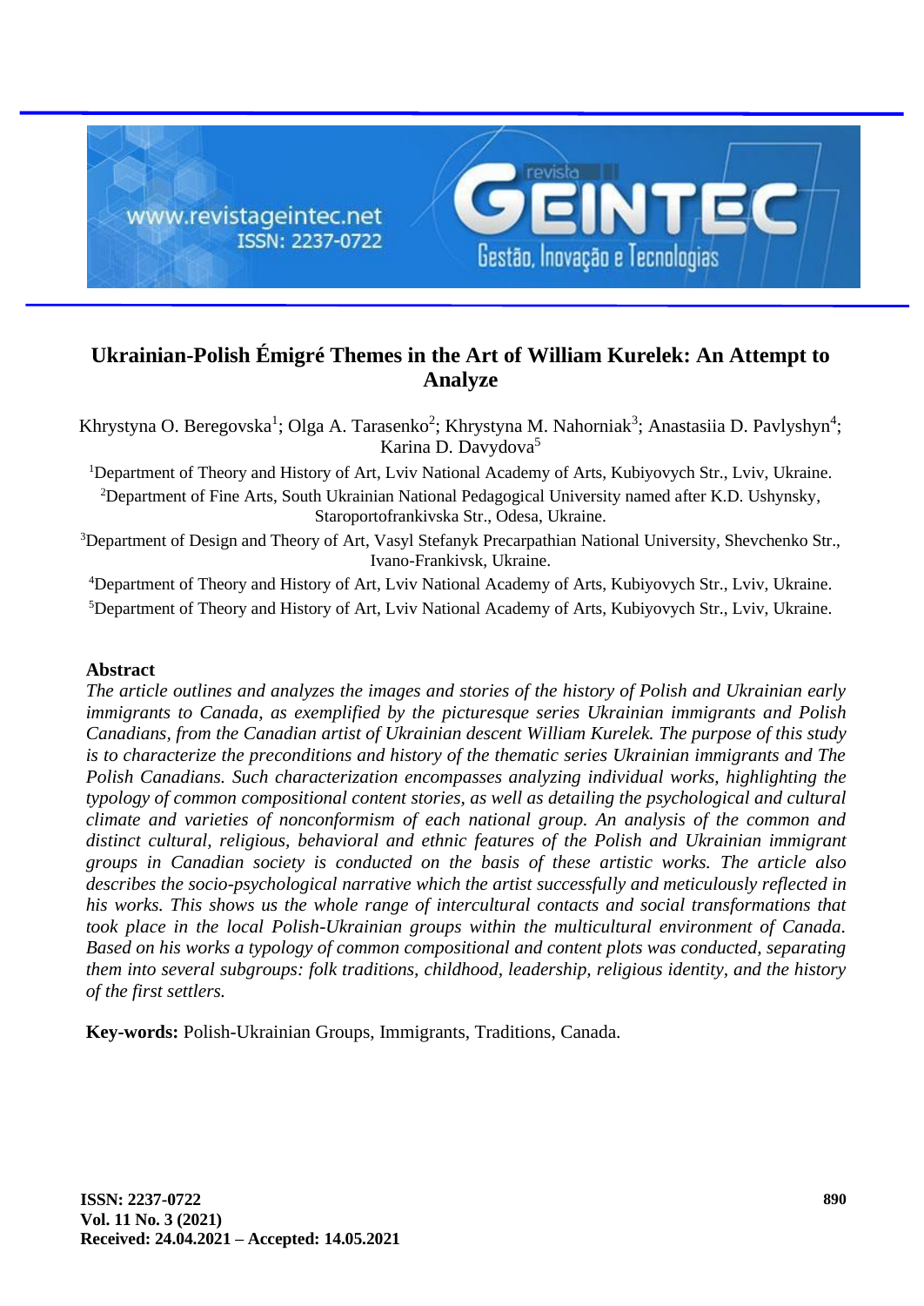# Ukrainian-Polish Émigré Themes in the Art of William Kurelek: An Attempt to Analyze

Khrystyna O. Beregovska[1]; Olga A. Tarasenko[2]; Khrystyna M. Nahorniak[3]; Anastasiia D. Pavlyshyn[4]; Karina D. Davydova[5]

[1]Department of Theory and History of Art, Lviv National Academy of Arts, Kubiyovych Str., Lviv, Ukraine.

[2]Department of Fine Arts, South Ukrainian National Pedagogical University named after K.D. Ushynsky, Staroportofrankivska Str., Odesa, Ukraine.

[3]Department of Design and Theory of Art, Vasyl Stefanyk Precarpathian National University, Shevchenko Str., Ivano-Frankivsk, Ukraine.

[4]Department of Theory and History of Art, Lviv National Academy of Arts, Kubiyovych Str., Lviv, Ukraine.

[5]Department of Theory and History of Art, Lviv National Academy of Arts, Kubiyovych Str., Lviv, Ukraine.

## Abstract

*The article outlines and analyzes the images and stories of the history of Polish and Ukrainian early immigrants to Canada, as exemplified by the picturesque series Ukrainian immigrants and Polish Canadians, from the Canadian artist of Ukrainian descent William Kurelek. The purpose of this study is to characterize the preconditions and history of the thematic series Ukrainian immigrants and The Polish Canadians. Such characterization encompasses analyzing individual works, highlighting the typology of common compositional content stories, as well as detailing the psychological and cultural climate and varieties of nonconformism of each national group. An analysis of the common and distinct cultural, religious, behavioral and ethnic features of the Polish and Ukrainian immigrant groups in Canadian society is conducted on the basis of these artistic works. The article also describes the socio-psychological narrative which the artist successfully and meticulously reflected in his works. This shows us the whole range of intercultural contacts and social transformations that took place in the local Polish-Ukrainian groups within the multicultural environment of Canada. Based on his works a typology of common compositional and content plots was conducted, separating them into several subgroups: folk traditions, childhood, leadership, religious identity, and the history of the first settlers.*

**Key-words:** Polish-Ukrainian Groups, Immigrants, Traditions, Canada.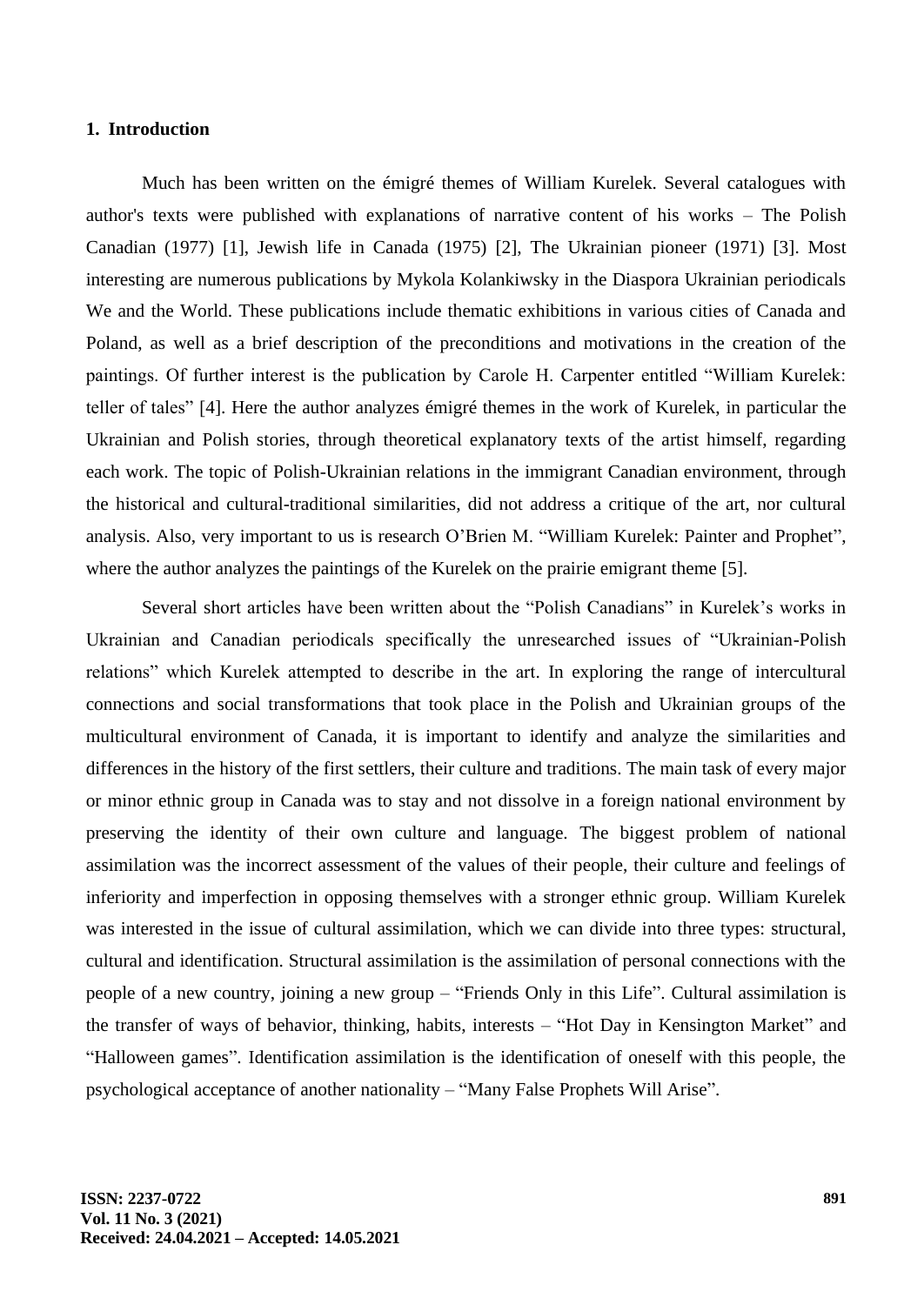## 1. Introduction

Much has been written on the émigré themes of William Kurelek. Several catalogues with author's texts were published with explanations of narrative content of his works – The Polish Canadian (1977) [1], Jewish life in Canada (1975) [2], The Ukrainian pioneer (1971) [3]. Most interesting are numerous publications by Mykola Kolankiwsky in the Diaspora Ukrainian periodicals We and the World. These publications include thematic exhibitions in various cities of Canada and Poland, as well as a brief description of the preconditions and motivations in the creation of the paintings. Of further interest is the publication by Carole H. Carpenter entitled "William Kurelek: teller of tales" [4]. Here the author analyzes émigré themes in the work of Kurelek, in particular the Ukrainian and Polish stories, through theoretical explanatory texts of the artist himself, regarding each work. The topic of Polish-Ukrainian relations in the immigrant Canadian environment, through the historical and cultural-traditional similarities, did not address a critique of the art, nor cultural analysis. Also, very important to us is research O'Brien M. "William Kurelek: Painter and Prophet", where the author analyzes the paintings of the Kurelek on the prairie emigrant theme [5].

Several short articles have been written about the "Polish Canadians" in Kurelek's works in Ukrainian and Canadian periodicals specifically the unresearched issues of "Ukrainian-Polish relations" which Kurelek attempted to describe in the art. In exploring the range of intercultural connections and social transformations that took place in the Polish and Ukrainian groups of the multicultural environment of Canada, it is important to identify and analyze the similarities and differences in the history of the first settlers, their culture and traditions. The main task of every major or minor ethnic group in Canada was to stay and not dissolve in a foreign national environment by preserving the identity of their own culture and language. The biggest problem of national assimilation was the incorrect assessment of the values of their people, their culture and feelings of inferiority and imperfection in opposing themselves with a stronger ethnic group. William Kurelek was interested in the issue of cultural assimilation, which we can divide into three types: structural, cultural and identification. Structural assimilation is the assimilation of personal connections with the people of a new country, joining a new group – "Friends Only in this Life". Cultural assimilation is the transfer of ways of behavior, thinking, habits, interests – "Hot Day in Kensington Market" and "Halloween games". Identification assimilation is the identification of oneself with this people, the psychological acceptance of another nationality – "Many False Prophets Will Arise".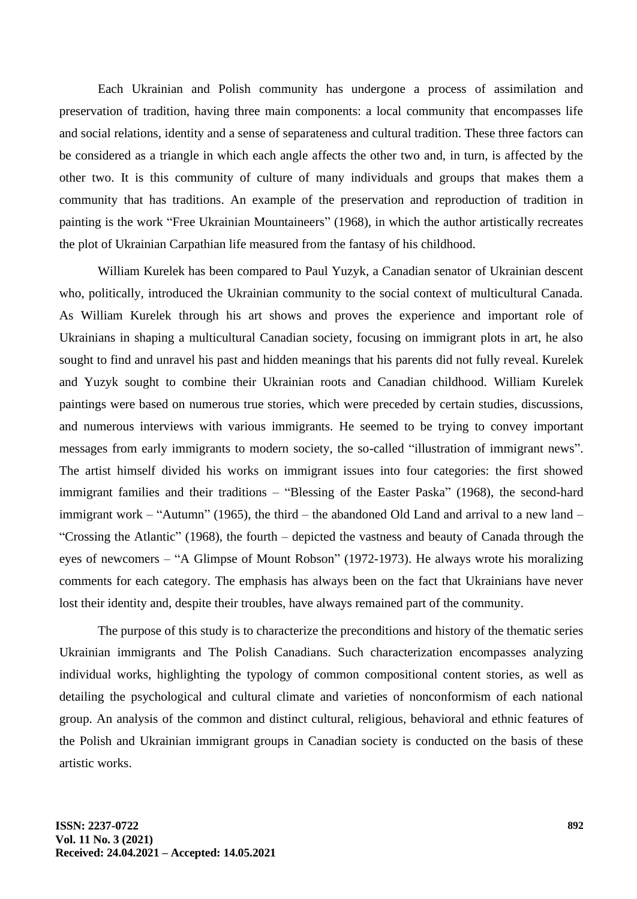Each Ukrainian and Polish community has undergone a process of assimilation and preservation of tradition, having three main components: a local community that encompasses life and social relations, identity and a sense of separateness and cultural tradition. These three factors can be considered as a triangle in which each angle affects the other two and, in turn, is affected by the other two. It is this community of culture of many individuals and groups that makes them a community that has traditions. An example of the preservation and reproduction of tradition in painting is the work "Free Ukrainian Mountaineers" (1968), in which the author artistically recreates the plot of Ukrainian Carpathian life measured from the fantasy of his childhood.

William Kurelek has been compared to Paul Yuzyk, a Canadian senator of Ukrainian descent who, politically, introduced the Ukrainian community to the social context of multicultural Canada. As William Kurelek through his art shows and proves the experience and important role of Ukrainians in shaping a multicultural Canadian society, focusing on immigrant plots in art, he also sought to find and unravel his past and hidden meanings that his parents did not fully reveal. Kurelek and Yuzyk sought to combine their Ukrainian roots and Canadian childhood. William Kurelek paintings were based on numerous true stories, which were preceded by certain studies, discussions, and numerous interviews with various immigrants. He seemed to be trying to convey important messages from early immigrants to modern society, the so-called "illustration of immigrant news". The artist himself divided his works on immigrant issues into four categories: the first showed immigrant families and their traditions – "Blessing of the Easter Paska" (1968), the second-hard immigrant work – "Autumn" (1965), the third – the abandoned Old Land and arrival to a new land – "Crossing the Atlantic" (1968), the fourth – depicted the vastness and beauty of Canada through the eyes of newcomers – "A Glimpse of Mount Robson" (1972-1973). He always wrote his moralizing comments for each category. The emphasis has always been on the fact that Ukrainians have never lost their identity and, despite their troubles, have always remained part of the community.

The purpose of this study is to characterize the preconditions and history of the thematic series Ukrainian immigrants and The Polish Canadians. Such characterization encompasses analyzing individual works, highlighting the typology of common compositional content stories, as well as detailing the psychological and cultural climate and varieties of nonconformism of each national group. An analysis of the common and distinct cultural, religious, behavioral and ethnic features of the Polish and Ukrainian immigrant groups in Canadian society is conducted on the basis of these artistic works.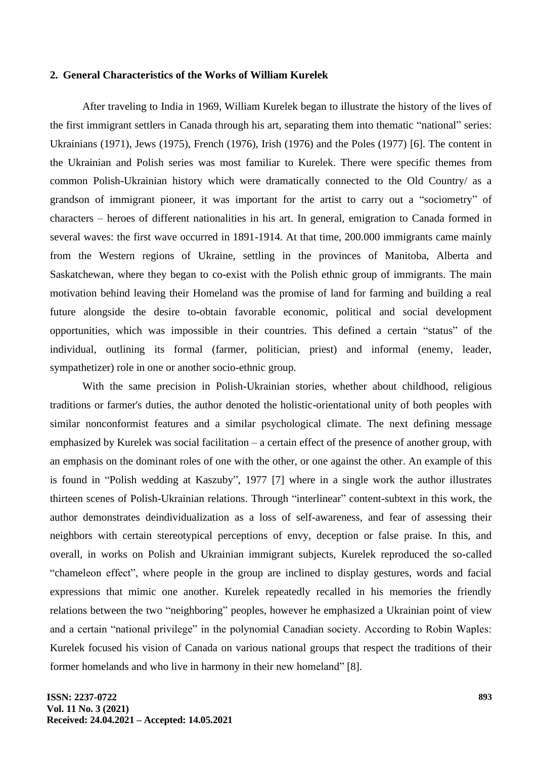## 2. General Characteristics of the Works of William Kurelek

After traveling to India in 1969, William Kurelek began to illustrate the history of the lives of the first immigrant settlers in Canada through his art, separating them into thematic "national" series: Ukrainians (1971), Jews (1975), French (1976), Irish (1976) and the Poles (1977) [6]. The content in the Ukrainian and Polish series was most familiar to Kurelek. There were specific themes from common Polish-Ukrainian history which were dramatically connected to the Old Country/ as a grandson of immigrant pioneer, it was important for the artist to carry out a "sociometry" of characters – heroes of different nationalities in his art. In general, emigration to Canada formed in several waves: the first wave occurred in 1891-1914. At that time, 200.000 immigrants came mainly from the Western regions of Ukraine, settling in the provinces of Manitoba, Alberta and Saskatchewan, where they began to co-exist with the Polish ethnic group of immigrants. The main motivation behind leaving their Homeland was the promise of land for farming and building a real future alongside the desire to-obtain favorable economic, political and social development opportunities, which was impossible in their countries. This defined a certain "status" of the individual, outlining its formal (farmer, politician, priest) and informal (enemy, leader, sympathetizer) role in one or another socio-ethnic group.

With the same precision in Polish-Ukrainian stories, whether about childhood, religious traditions or farmer's duties, the author denoted the holistic-orientational unity of both peoples with similar nonconformist features and a similar psychological climate. The next defining message emphasized by Kurelek was social facilitation – a certain effect of the presence of another group, with an emphasis on the dominant roles of one with the other, or one against the other. An example of this is found in "Polish wedding at Kaszuby", 1977 [7] where in a single work the author illustrates thirteen scenes of Polish-Ukrainian relations. Through "interlinear" content-subtext in this work, the author demonstrates deindividualization as a loss of self-awareness, and fear of assessing their neighbors with certain stereotypical perceptions of envy, deception or false praise. In this, and overall, in works on Polish and Ukrainian immigrant subjects, Kurelek reproduced the so-called "chameleon effect", where people in the group are inclined to display gestures, words and facial expressions that mimic one another. Kurelek repeatedly recalled in his memories the friendly relations between the two "neighboring" peoples, however he emphasized a Ukrainian point of view and a certain "national privilege" in the polynomial Canadian society. According to Robin Waples: Kurelek focused his vision of Canada on various national groups that respect the traditions of their former homelands and who live in harmony in their new homeland" [8].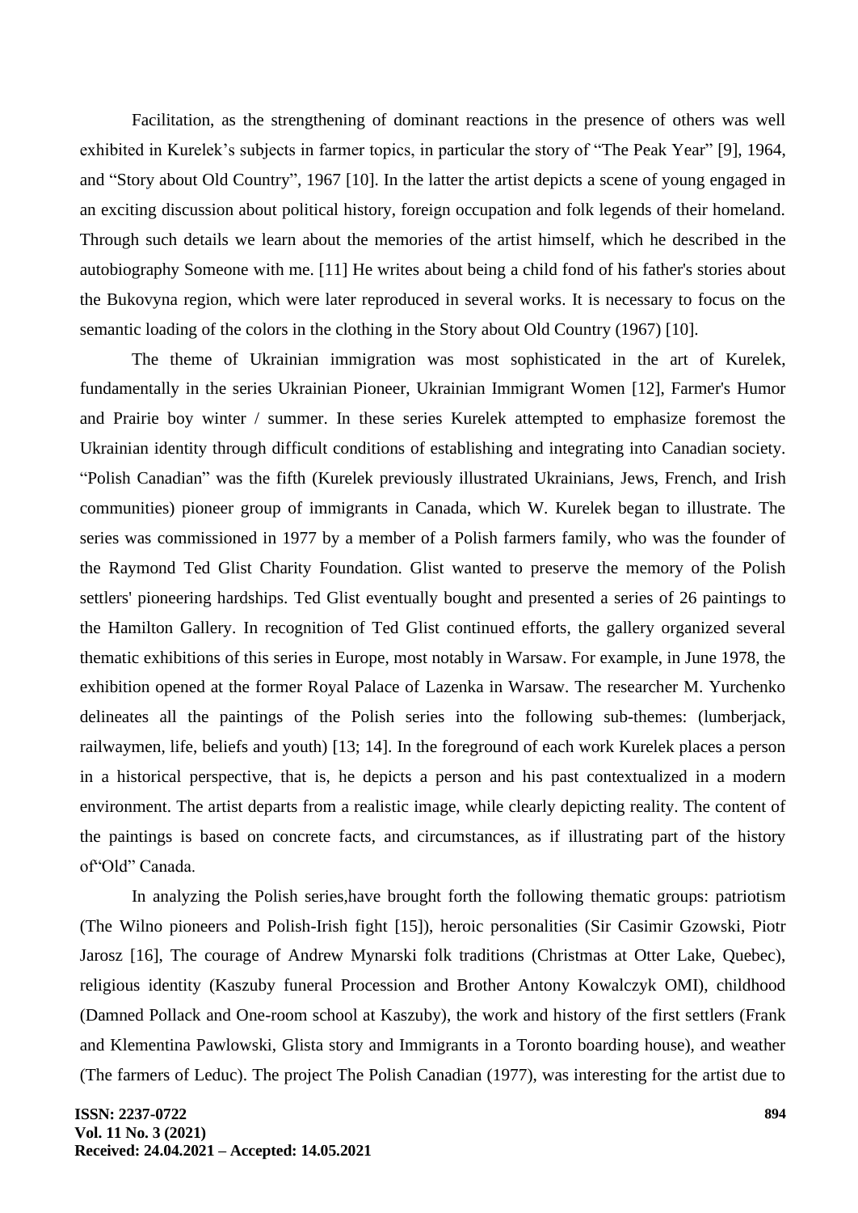Facilitation, as the strengthening of dominant reactions in the presence of others was well exhibited in Kurelek's subjects in farmer topics, in particular the story of "The Peak Year" [9], 1964, and "Story about Old Country", 1967 [10]. In the latter the artist depicts a scene of young engaged in an exciting discussion about political history, foreign occupation and folk legends of their homeland. Through such details we learn about the memories of the artist himself, which he described in the autobiography Someone with me. [11] He writes about being a child fond of his father's stories about the Bukovyna region, which were later reproduced in several works. It is necessary to focus on the semantic loading of the colors in the clothing in the Story about Old Country (1967) [10].

The theme of Ukrainian immigration was most sophisticated in the art of Kurelek, fundamentally in the series Ukrainian Pioneer, Ukrainian Immigrant Women [12], Farmer's Humor and Prairie boy winter / summer. In these series Kurelek attempted to emphasize foremost the Ukrainian identity through difficult conditions of establishing and integrating into Canadian society. "Polish Canadian" was the fifth (Kurelek previously illustrated Ukrainians, Jews, French, and Irish communities) pioneer group of immigrants in Canada, which W. Kurelek began to illustrate. The series was commissioned in 1977 by a member of a Polish farmers family, who was the founder of the Raymond Ted Glist Charity Foundation. Glist wanted to preserve the memory of the Polish settlers' pioneering hardships. Ted Glist eventually bought and presented a series of 26 paintings to the Hamilton Gallery. In recognition of Ted Glist continued efforts, the gallery organized several thematic exhibitions of this series in Europe, most notably in Warsaw. For example, in June 1978, the exhibition opened at the former Royal Palace of Lazenka in Warsaw. The researcher M. Yurchenko delineates all the paintings of the Polish series into the following sub-themes: (lumberjack, railwaymen, life, beliefs and youth) [13; 14]. In the foreground of each work Kurelek places a person in a historical perspective, that is, he depicts a person and his past contextualized in a modern environment. The artist departs from a realistic image, while clearly depicting reality. The content of the paintings is based on concrete facts, and circumstances, as if illustrating part of the history of"Old" Canada.

In analyzing the Polish series,have brought forth the following thematic groups: patriotism (The Wilno pioneers and Polish-Irish fight [15]), heroic personalities (Sir Casimir Gzowski, Piotr Jarosz [16], The courage of Andrew Mynarski folk traditions (Christmas at Otter Lake, Quebec), religious identity (Kaszuby funeral Procession and Brother Antony Kowalczyk OMI), childhood (Damned Pollack and One-room school at Kaszuby), the work and history of the first settlers (Frank and Klementina Pawlowski, Glista story and Immigrants in a Toronto boarding house), and weather (The farmers of Leduc). The project The Polish Canadian (1977), was interesting for the artist due to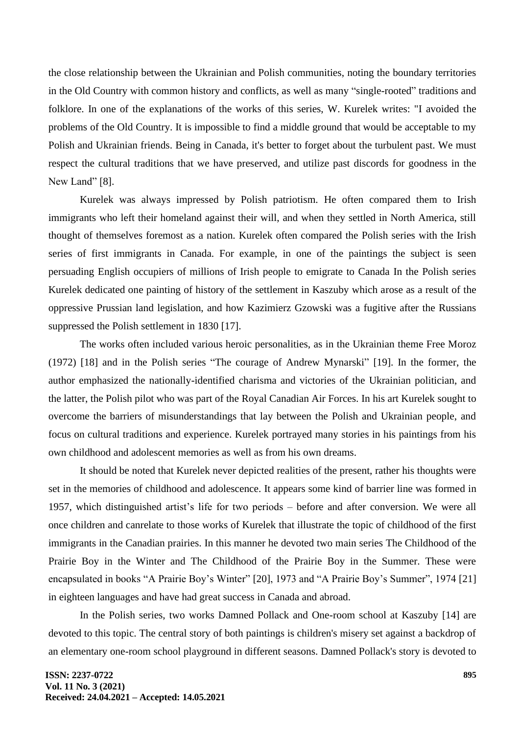the close relationship between the Ukrainian and Polish communities, noting the boundary territories in the Old Country with common history and conflicts, as well as many "single-rooted" traditions and folklore. In one of the explanations of the works of this series, W. Kurelek writes: "I avoided the problems of the Old Country. It is impossible to find a middle ground that would be acceptable to my Polish and Ukrainian friends. Being in Canada, it's better to forget about the turbulent past. We must respect the cultural traditions that we have preserved, and utilize past discords for goodness in the New Land" [8].

Kurelek was always impressed by Polish patriotism. He often compared them to Irish immigrants who left their homeland against their will, and when they settled in North America, still thought of themselves foremost as a nation. Kurelek often compared the Polish series with the Irish series of first immigrants in Canada. For example, in one of the paintings the subject is seen persuading English occupiers of millions of Irish people to emigrate to Canada In the Polish series Kurelek dedicated one painting of history of the settlement in Kaszuby which arose as a result of the oppressive Prussian land legislation, and how Kazimierz Gzowski was a fugitive after the Russians suppressed the Polish settlement in 1830 [17].

The works often included various heroic personalities, as in the Ukrainian theme Free Moroz (1972) [18] and in the Polish series "The courage of Andrew Mynarski" [19]. In the former, the author emphasized the nationally-identified charisma and victories of the Ukrainian politician, and the latter, the Polish pilot who was part of the Royal Canadian Air Forces. In his art Kurelek sought to overcome the barriers of misunderstandings that lay between the Polish and Ukrainian people, and focus on cultural traditions and experience. Kurelek portrayed many stories in his paintings from his own childhood and adolescent memories as well as from his own dreams.

It should be noted that Kurelek never depicted realities of the present, rather his thoughts were set in the memories of childhood and adolescence. It appears some kind of barrier line was formed in 1957, which distinguished artist's life for two periods – before and after conversion. We were all once children and canrelate to those works of Kurelek that illustrate the topic of childhood of the first immigrants in the Canadian prairies. In this manner he devoted two main series The Childhood of the Prairie Boy in the Winter and The Childhood of the Prairie Boy in the Summer. These were encapsulated in books "A Prairie Boy's Winter" [20], 1973 and "A Prairie Boy's Summer", 1974 [21] in eighteen languages and have had great success in Canada and abroad.

In the Polish series, two works Damned Pollack and One-room school at Kaszuby [14] are devoted to this topic. The central story of both paintings is children's misery set against a backdrop of an elementary one-room school playground in different seasons. Damned Pollack's story is devoted to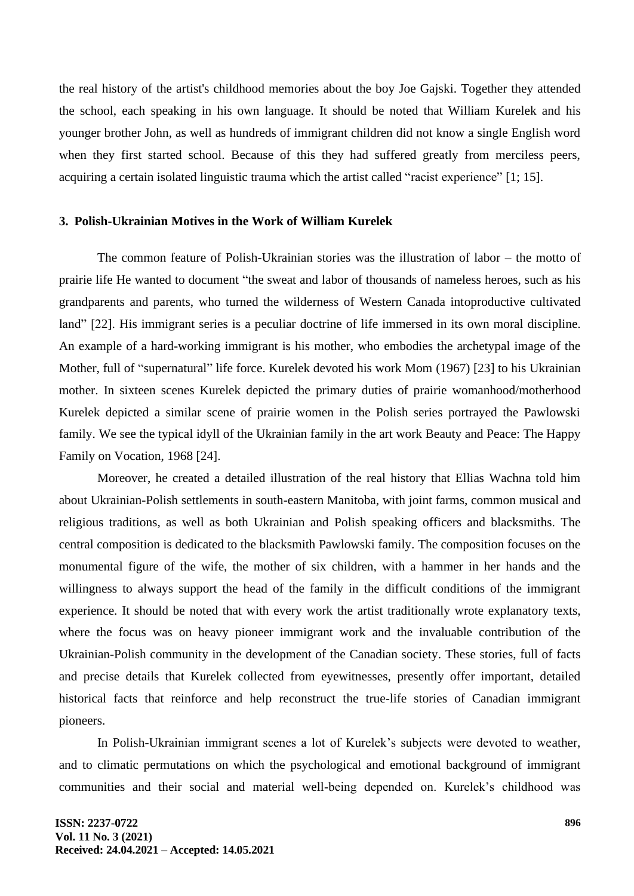the real history of the artist's childhood memories about the boy Joe Gajski. Together they attended the school, each speaking in his own language. It should be noted that William Kurelek and his younger brother John, as well as hundreds of immigrant children did not know a single English word when they first started school. Because of this they had suffered greatly from merciless peers, acquiring a certain isolated linguistic trauma which the artist called "racist experience" [1; 15].

### 3. Polish-Ukrainian Motives in the Work of William Kurelek

The common feature of Polish-Ukrainian stories was the illustration of labor – the motto of prairie life He wanted to document "the sweat and labor of thousands of nameless heroes, such as his grandparents and parents, who turned the wilderness of Western Canada intoproductive cultivated land" [22]. His immigrant series is a peculiar doctrine of life immersed in its own moral discipline. An example of a hard-working immigrant is his mother, who embodies the archetypal image of the Mother, full of "supernatural" life force. Kurelek devoted his work Mom (1967) [23] to his Ukrainian mother. In sixteen scenes Kurelek depicted the primary duties of prairie womanhood/motherhood Kurelek depicted a similar scene of prairie women in the Polish series portrayed the Pawlowski family. We see the typical idyll of the Ukrainian family in the art work Beauty and Peace: The Happy Family on Vocation, 1968 [24].

Moreover, he created a detailed illustration of the real history that Ellias Wachna told him about Ukrainian-Polish settlements in south-eastern Manitoba, with joint farms, common musical and religious traditions, as well as both Ukrainian and Polish speaking officers and blacksmiths. The central composition is dedicated to the blacksmith Pawlowski family. The composition focuses on the monumental figure of the wife, the mother of six children, with a hammer in her hands and the willingness to always support the head of the family in the difficult conditions of the immigrant experience. It should be noted that with every work the artist traditionally wrote explanatory texts, where the focus was on heavy pioneer immigrant work and the invaluable contribution of the Ukrainian-Polish community in the development of the Canadian society. These stories, full of facts and precise details that Kurelek collected from eyewitnesses, presently offer important, detailed historical facts that reinforce and help reconstruct the true-life stories of Canadian immigrant pioneers.

In Polish-Ukrainian immigrant scenes a lot of Kurelek's subjects were devoted to weather, and to climatic permutations on which the psychological and emotional background of immigrant communities and their social and material well-being depended on. Kurelek's childhood was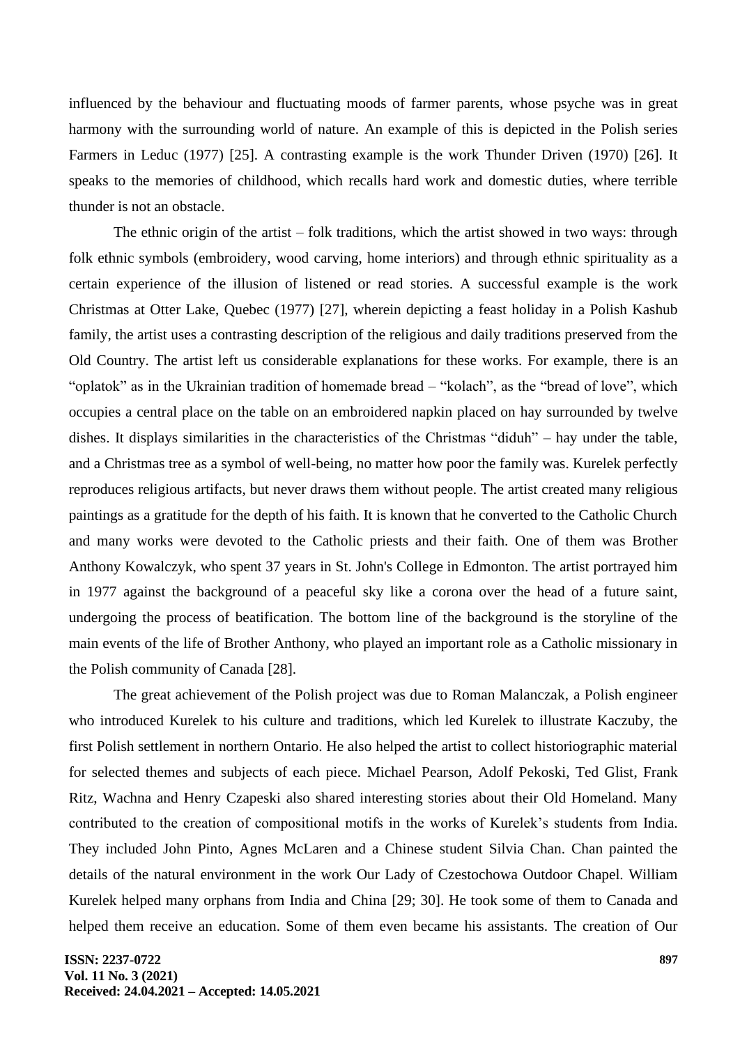influenced by the behaviour and fluctuating moods of farmer parents, whose psyche was in great harmony with the surrounding world of nature. An example of this is depicted in the Polish series Farmers in Leduc (1977) [25]. A contrasting example is the work Thunder Driven (1970) [26]. It speaks to the memories of childhood, which recalls hard work and domestic duties, where terrible thunder is not an obstacle.

The ethnic origin of the artist – folk traditions, which the artist showed in two ways: through folk ethnic symbols (embroidery, wood carving, home interiors) and through ethnic spirituality as a certain experience of the illusion of listened or read stories. A successful example is the work Christmas at Otter Lake, Quebec (1977) [27], wherein depicting a feast holiday in a Polish Kashub family, the artist uses a contrasting description of the religious and daily traditions preserved from the Old Country. The artist left us considerable explanations for these works. For example, there is an "oplatok" as in the Ukrainian tradition of homemade bread – "kolach", as the "bread of love", which occupies a central place on the table on an embroidered napkin placed on hay surrounded by twelve dishes. It displays similarities in the characteristics of the Christmas "diduh" – hay under the table, and a Christmas tree as a symbol of well-being, no matter how poor the family was. Kurelek perfectly reproduces religious artifacts, but never draws them without people. The artist created many religious paintings as a gratitude for the depth of his faith. It is known that he converted to the Catholic Church and many works were devoted to the Catholic priests and their faith. One of them was Brother Anthony Kowalczyk, who spent 37 years in St. John's College in Edmonton. The artist portrayed him in 1977 against the background of a peaceful sky like a corona over the head of a future saint, undergoing the process of beatification. The bottom line of the background is the storyline of the main events of the life of Brother Anthony, who played an important role as a Catholic missionary in the Polish community of Canada [28].

The great achievement of the Polish project was due to Roman Malanczak, a Polish engineer who introduced Kurelek to his culture and traditions, which led Kurelek to illustrate Kaczuby, the first Polish settlement in northern Ontario. He also helped the artist to collect historiographic material for selected themes and subjects of each piece. Michael Pearson, Adolf Pekoski, Ted Glist, Frank Ritz, Wachna and Henry Czapeski also shared interesting stories about their Old Homeland. Many contributed to the creation of compositional motifs in the works of Kurelek's students from India. They included John Pinto, Agnes McLaren and a Chinese student Silvia Chan. Chan painted the details of the natural environment in the work Our Lady of Czestochowa Outdoor Chapel. William Kurelek helped many orphans from India and China [29; 30]. He took some of them to Canada and helped them receive an education. Some of them even became his assistants. The creation of Our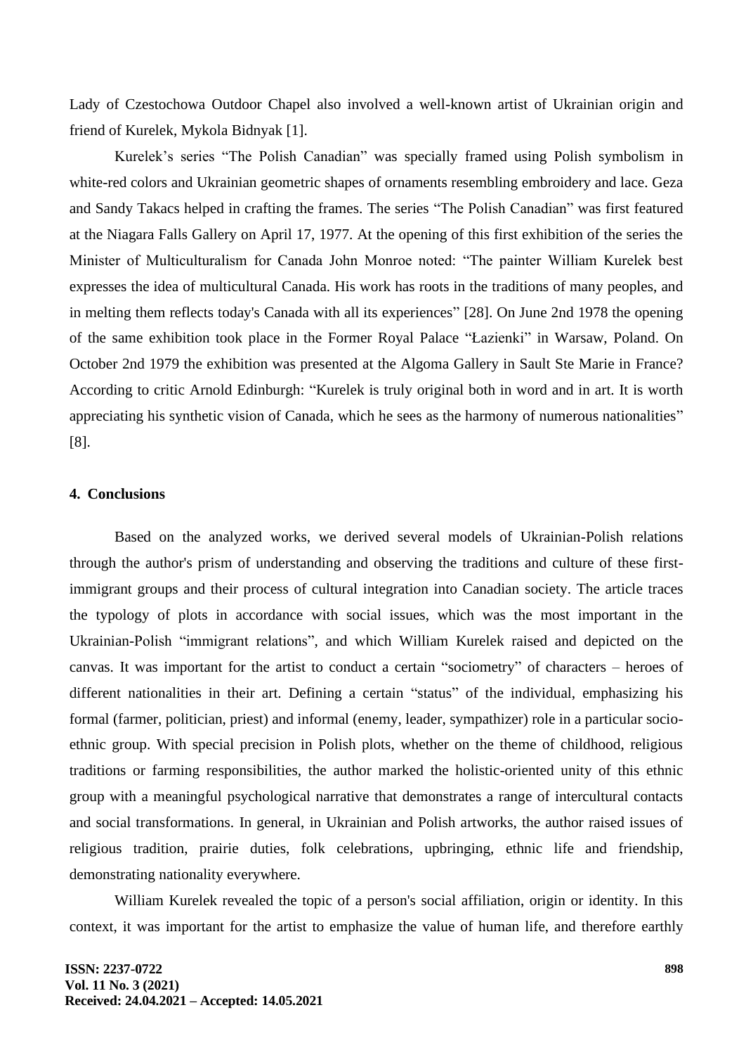Lady of Czestochowa Outdoor Chapel also involved a well-known artist of Ukrainian origin and friend of Kurelek, Mykola Bidnyak [1].

Kurelek's series "The Polish Canadian" was specially framed using Polish symbolism in white-red colors and Ukrainian geometric shapes of ornaments resembling embroidery and lace. Geza and Sandy Takacs helped in crafting the frames. The series "The Polish Canadian" was first featured at the Niagara Falls Gallery on April 17, 1977. At the opening of this first exhibition of the series the Minister of Multiculturalism for Canada John Monroe noted: "The painter William Kurelek best expresses the idea of multicultural Canada. His work has roots in the traditions of many peoples, and in melting them reflects today's Canada with all its experiences" [28]. On June 2nd 1978 the opening of the same exhibition took place in the Former Royal Palace "Łazienki" in Warsaw, Poland. On October 2nd 1979 the exhibition was presented at the Algoma Gallery in Sault Ste Marie in France? According to critic Arnold Edinburgh: "Kurelek is truly original both in word and in art. It is worth appreciating his synthetic vision of Canada, which he sees as the harmony of numerous nationalities" [8].

## 4. Conclusions

Based on the analyzed works, we derived several models of Ukrainian-Polish relations through the author's prism of understanding and observing the traditions and culture of these first-immigrant groups and their process of cultural integration into Canadian society. The article traces the typology of plots in accordance with social issues, which was the most important in the Ukrainian-Polish "immigrant relations", and which William Kurelek raised and depicted on the canvas. It was important for the artist to conduct a certain "sociometry" of characters – heroes of different nationalities in their art. Defining a certain "status" of the individual, emphasizing his formal (farmer, politician, priest) and informal (enemy, leader, sympathizer) role in a particular socio-ethnic group. With special precision in Polish plots, whether on the theme of childhood, religious traditions or farming responsibilities, the author marked the holistic-oriented unity of this ethnic group with a meaningful psychological narrative that demonstrates a range of intercultural contacts and social transformations. In general, in Ukrainian and Polish artworks, the author raised issues of religious tradition, prairie duties, folk celebrations, upbringing, ethnic life and friendship, demonstrating nationality everywhere.

William Kurelek revealed the topic of a person's social affiliation, origin or identity. In this context, it was important for the artist to emphasize the value of human life, and therefore earthly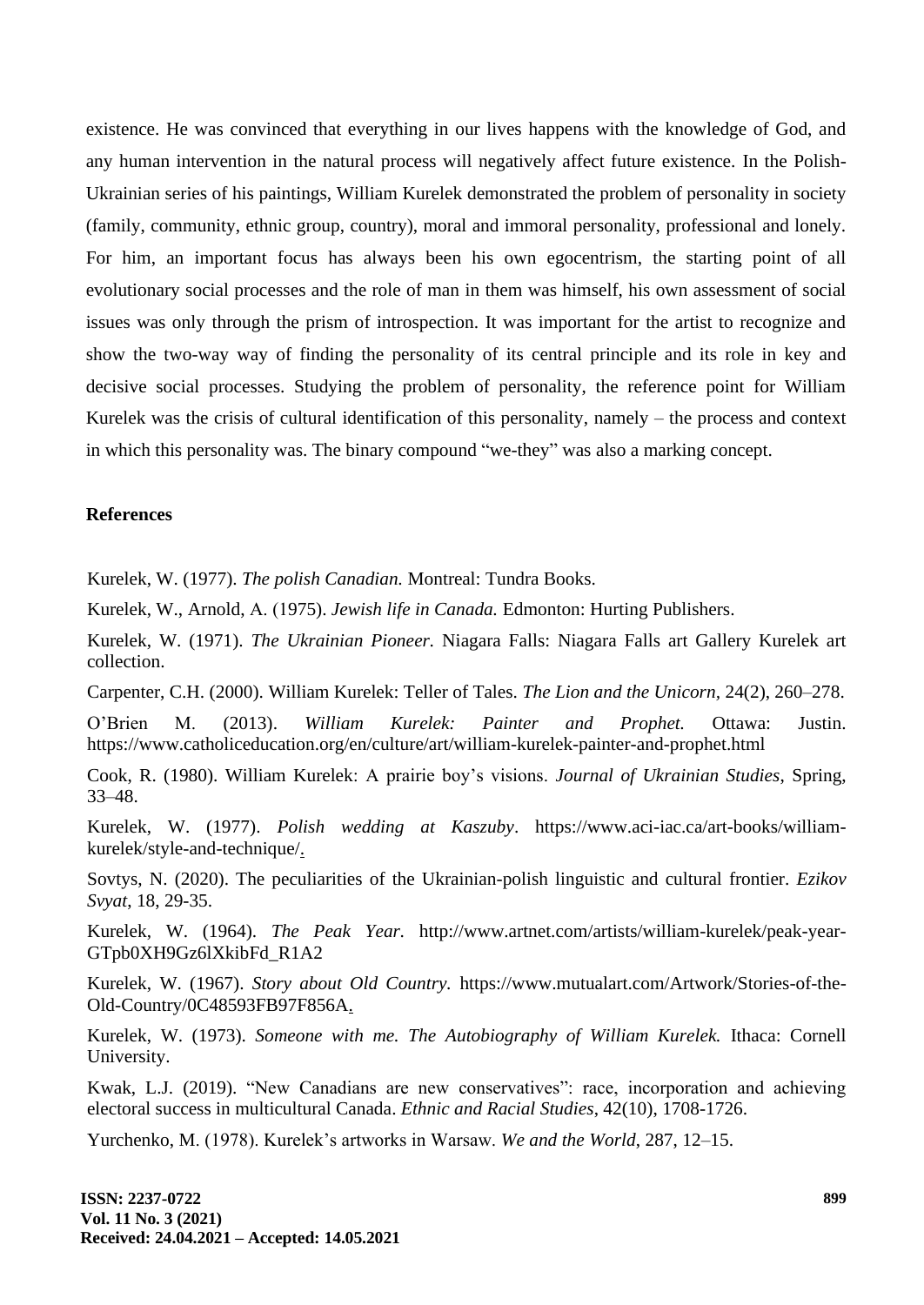existence. He was convinced that everything in our lives happens with the knowledge of God, and any human intervention in the natural process will negatively affect future existence. In the Polish-Ukrainian series of his paintings, William Kurelek demonstrated the problem of personality in society (family, community, ethnic group, country), moral and immoral personality, professional and lonely. For him, an important focus has always been his own egocentrism, the starting point of all evolutionary social processes and the role of man in them was himself, his own assessment of social issues was only through the prism of introspection. It was important for the artist to recognize and show the two-way way of finding the personality of its central principle and its role in key and decisive social processes. Studying the problem of personality, the reference point for William Kurelek was the crisis of cultural identification of this personality, namely – the process and context in which this personality was. The binary compound "we-they" was also a marking concept.

**References**

Kurelek, W. (1977). *The polish Canadian.* Montreal: Tundra Books.

Kurelek, W., Arnold, A. (1975). *Jewish life in Canada.* Edmonton: Hurting Publishers.

Kurelek, W. (1971). *The Ukrainian Pioneer.* Niagara Falls: Niagara Falls art Gallery Kurelek art collection.

Carpenter, C.H. (2000). William Kurelek: Teller of Tales. *The Lion and the Unicorn*, 24(2), 260–278.

O'Brien M. (2013). *William Kurelek: Painter and Prophet.* Ottawa: Justin. https://www.catholiceducation.org/en/culture/art/william-kurelek-painter-and-prophet.html

Cook, R. (1980). William Kurelek: A prairie boy's visions. *Journal of Ukrainian Studies*, Spring, 33–48.

Kurelek, W. (1977). *Polish wedding at Kaszuby*. https://www.aci-iac.ca/art-books/william-kurelek/style-and-technique/.

Sovtys, N. (2020). The peculiarities of the Ukrainian-polish linguistic and cultural frontier. *Ezikov Svyat*, 18, 29-35.

Kurelek, W. (1964). *The Peak Year.* http://www.artnet.com/artists/william-kurelek/peak-year-GTpb0XH9Gz6lXkibFd_R1A2

Kurelek, W. (1967). *Story about Old Country.* https://www.mutualart.com/Artwork/Stories-of-the-Old-Country/0C48593FB97F856A.

Kurelek, W. (1973). *Someone with me. The Autobiography of William Kurelek.* Ithaca: Cornell University.

Kwak, L.J. (2019). "New Canadians are new conservatives": race, incorporation and achieving electoral success in multicultural Canada. *Ethnic and Racial Studies*, 42(10), 1708-1726.

Yurchenko, M. (1978). Kurelek's artworks in Warsaw. *We and the World*, 287, 12–15.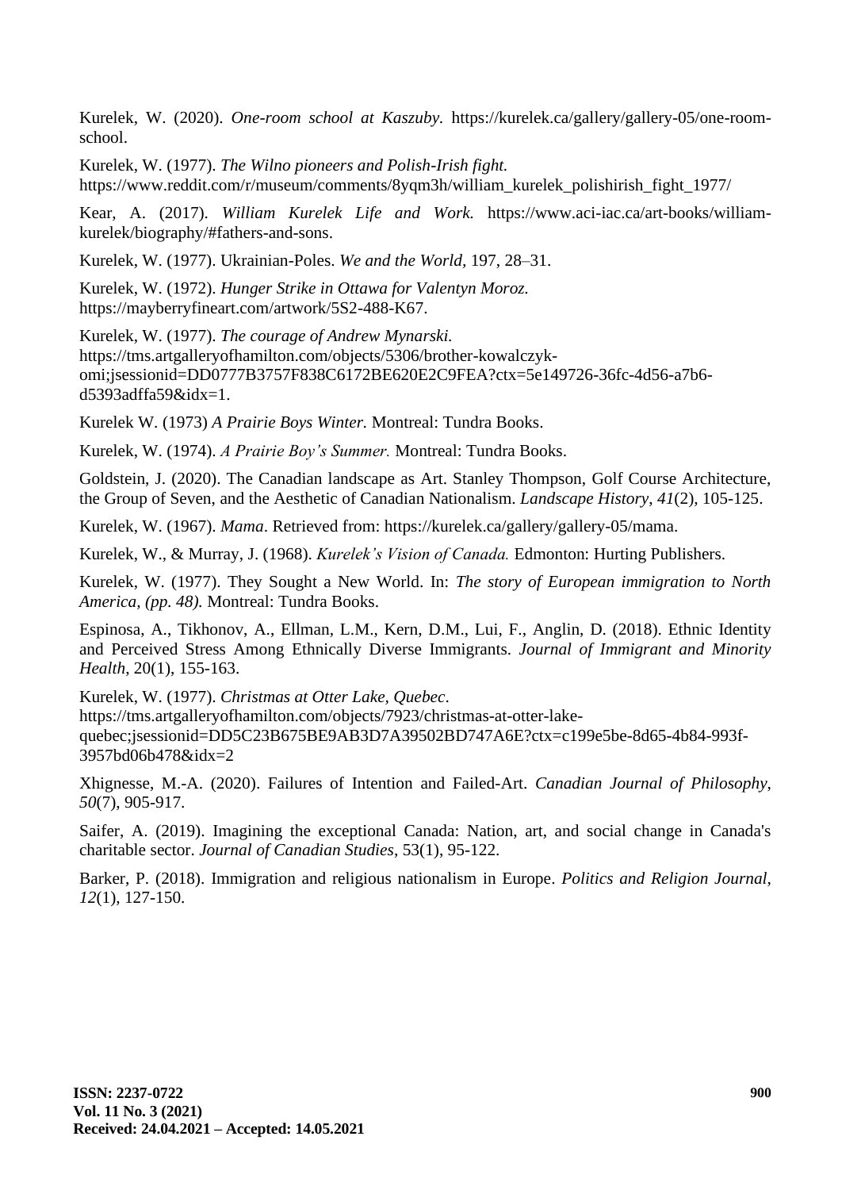Kurelek, W. (2020). *One-room school at Kaszuby*. https://kurelek.ca/gallery/gallery-05/one-room-school.

Kurelek, W. (1977). *The Wilno pioneers and Polish-Irish fight.* https://www.reddit.com/r/museum/comments/8yqm3h/william_kurelek_polishirish_fight_1977/

Kear, A. (2017). *William Kurelek Life and Work.* https://www.aci-iac.ca/art-books/william-kurelek/biography/#fathers-and-sons.

Kurelek, W. (1977). Ukrainian-Poles. *We and the World*, 197, 28–31.

Kurelek, W. (1972). *Hunger Strike in Ottawa for Valentyn Moroz.* https://mayberryfineart.com/artwork/5S2-488-K67.

Kurelek, W. (1977). *The courage of Andrew Mynarski.* https://tms.artgalleryofhamilton.com/objects/5306/brother-kowalczyk-omi;jsessionid=DD0777B3757F838C6172BE620E2C9FEA?ctx=5e149726-36fc-4d56-a7b6-d5393adffa59&idx=1.

Kurelek W. (1973) *A Prairie Boys Winter.* Montreal: Tundra Books.

Kurelek, W. (1974). *A Prairie Boy's Summer.* Montreal: Tundra Books.

Goldstein, J. (2020). The Canadian landscape as Art. Stanley Thompson, Golf Course Architecture, the Group of Seven, and the Aesthetic of Canadian Nationalism. *Landscape History*, *41*(2), 105-125.

Kurelek, W. (1967). *Mama*. Retrieved from: https://kurelek.ca/gallery/gallery-05/mama.

Kurelek, W., & Murray, J. (1968). *Kurelek's Vision of Canada.* Edmonton: Hurting Publishers.

Kurelek, W. (1977). They Sought a New World. In: *The story of European immigration to North America, (pp. 48).* Montreal: Tundra Books.

Espinosa, A., Tikhonov, A., Ellman, L.M., Kern, D.M., Lui, F., Anglin, D. (2018). Ethnic Identity and Perceived Stress Among Ethnically Diverse Immigrants. *Journal of Immigrant and Minority Health*, 20(1), 155-163.

Kurelek, W. (1977). *Christmas at Otter Lake, Quebec*. https://tms.artgalleryofhamilton.com/objects/7923/christmas-at-otter-lake-quebec;jsessionid=DD5C23B675BE9AB3D7A39502BD747A6E?ctx=c199e5be-8d65-4b84-993f-3957bd06b478&idx=2

Xhignesse, M.-A. (2020). Failures of Intention and Failed-Art. *Canadian Journal of Philosophy*, *50*(7), 905-917.

Saifer, A. (2019). Imagining the exceptional Canada: Nation, art, and social change in Canada's charitable sector. *Journal of Canadian Studies*, 53(1), 95-122.

Barker, P. (2018). Immigration and religious nationalism in Europe. *Politics and Religion Journal*, *12*(1), 127-150.